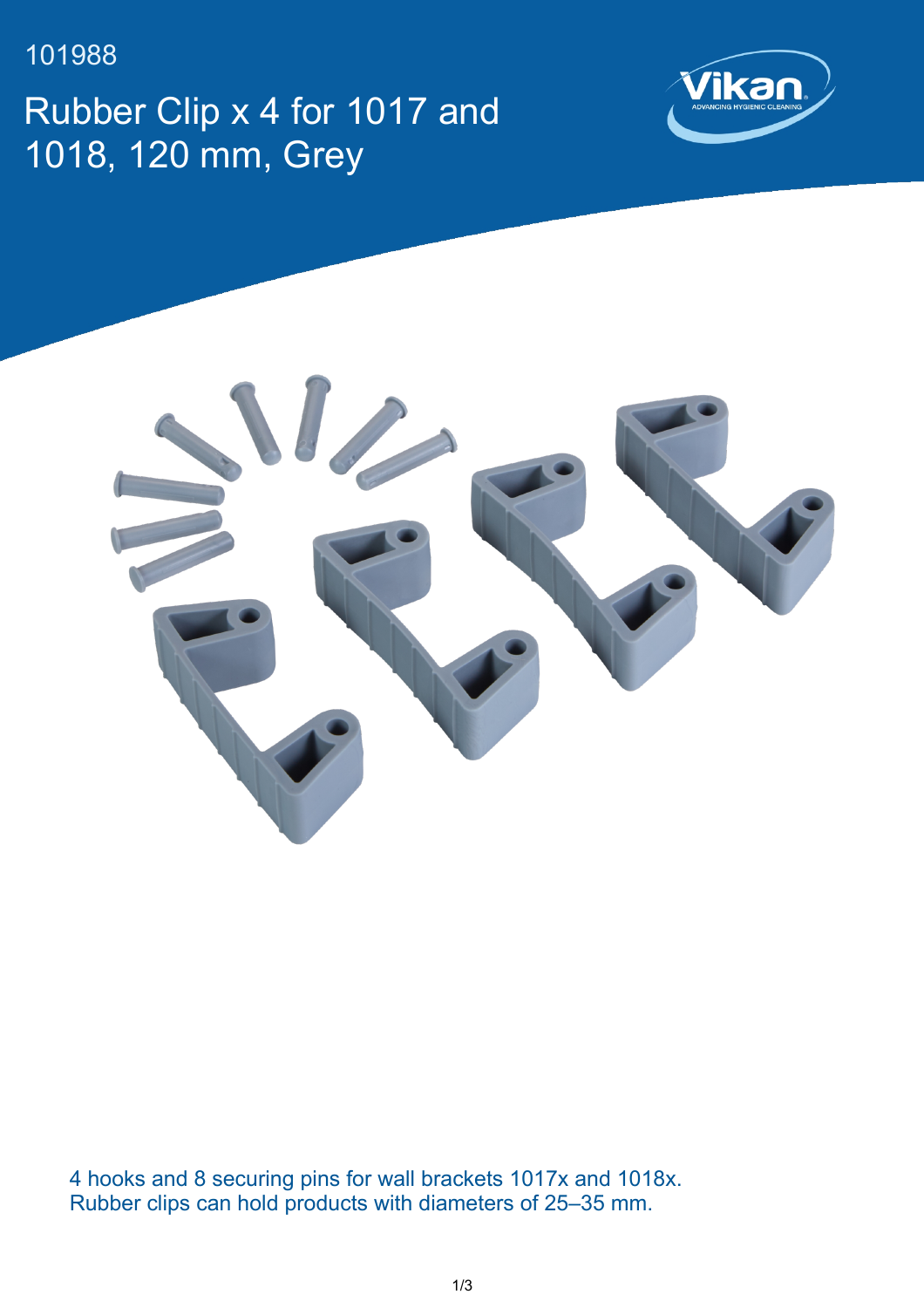101988

# Rubber Clip x 4 for 1017 and 1018, 120 mm, Grey

4 hooks and 8 securing pins for wall brackets 1017x and 1018x.
Rubber clips can hold products with diameters of 25–35 mm.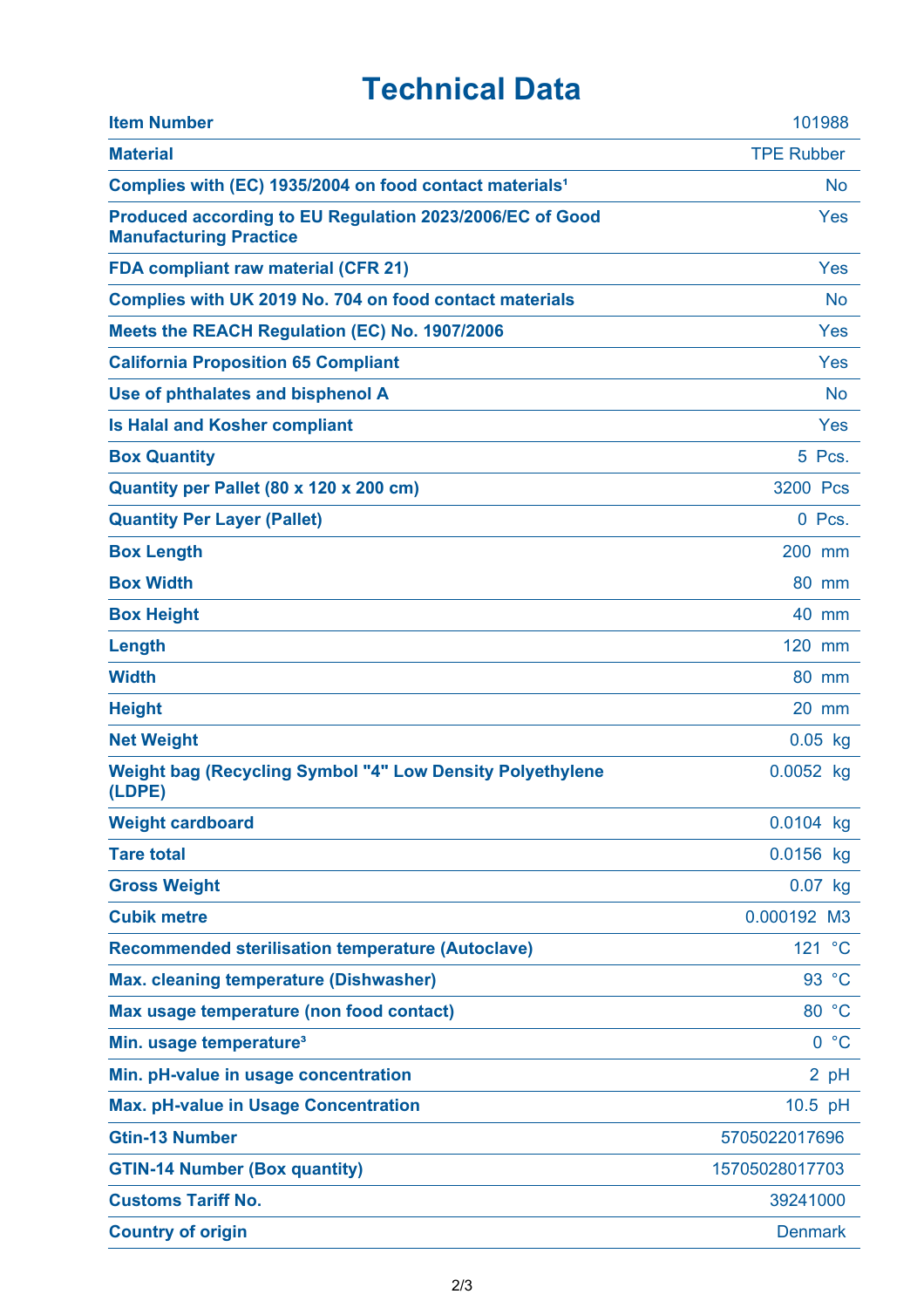# Technical Data

| | |
|---|---|
| **Item Number** | 101988 |
| **Material** | TPE Rubber |
| **Complies with (EC) 1935/2004 on food contact materials[1]** | No |
| **Produced according to EU Regulation 2023/2006/EC of Good Manufacturing Practice** | Yes |
| **FDA compliant raw material (CFR 21)** | Yes |
| **Complies with UK 2019 No. 704 on food contact materials** | No |
| **Meets the REACH Regulation (EC) No. 1907/2006** | Yes |
| **California Proposition 65 Compliant** | Yes |
| **Use of phthalates and bisphenol A** | No |
| **Is Halal and Kosher compliant** | Yes |
| **Box Quantity** | 5 Pcs. |
| **Quantity per Pallet (80 x 120 x 200 cm)** | 3200 Pcs |
| **Quantity Per Layer (Pallet)** | 0 Pcs. |
| **Box Length** | 200 mm |
| **Box Width** | 80 mm |
| **Box Height** | 40 mm |
| **Length** | 120 mm |
| **Width** | 80 mm |
| **Height** | 20 mm |
| **Net Weight** | 0.05 kg |
| **Weight bag (Recycling Symbol "4" Low Density Polyethylene (LDPE)** | 0.0052 kg |
| **Weight cardboard** | 0.0104 kg |
| **Tare total** | 0.0156 kg |
| **Gross Weight** | 0.07 kg |
| **Cubik metre** | 0.000192 M3 |
| **Recommended sterilisation temperature (Autoclave)** | 121 °C |
| **Max. cleaning temperature (Dishwasher)** | 93 °C |
| **Max usage temperature (non food contact)** | 80 °C |
| **Min. usage temperature[3]** | 0 °C |
| **Min. pH-value in usage concentration** | 2 pH |
| **Max. pH-value in Usage Concentration** | 10.5 pH |
| **Gtin-13 Number** | 5705022017696 |
| **GTIN-14 Number (Box quantity)** | 15705028017703 |
| **Customs Tariff No.** | 39241000 |
| **Country of origin** | Denmark |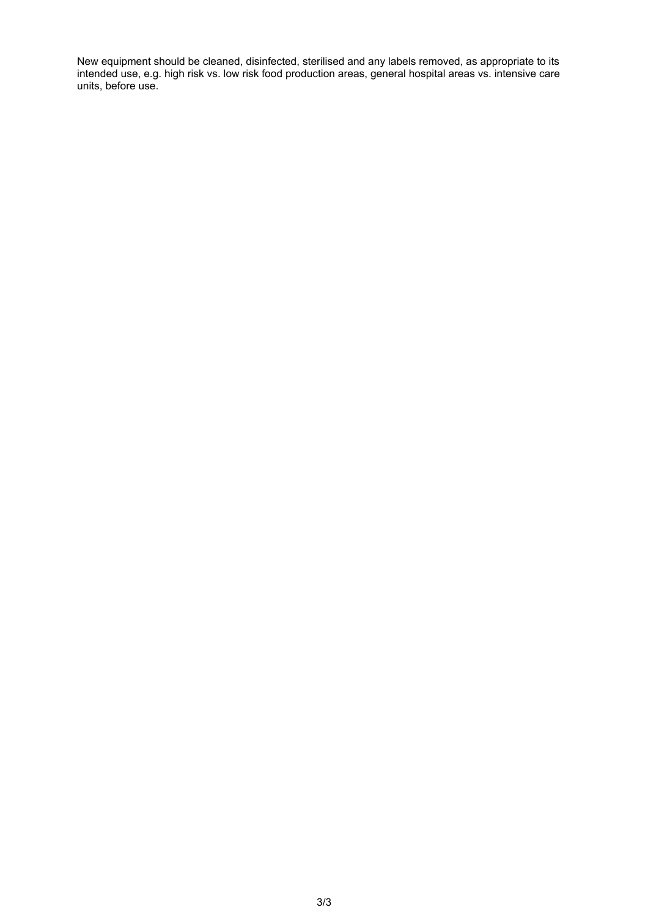New equipment should be cleaned, disinfected, sterilised and any labels removed, as appropriate to its intended use, e.g. high risk vs. low risk food production areas, general hospital areas vs. intensive care units, before use.